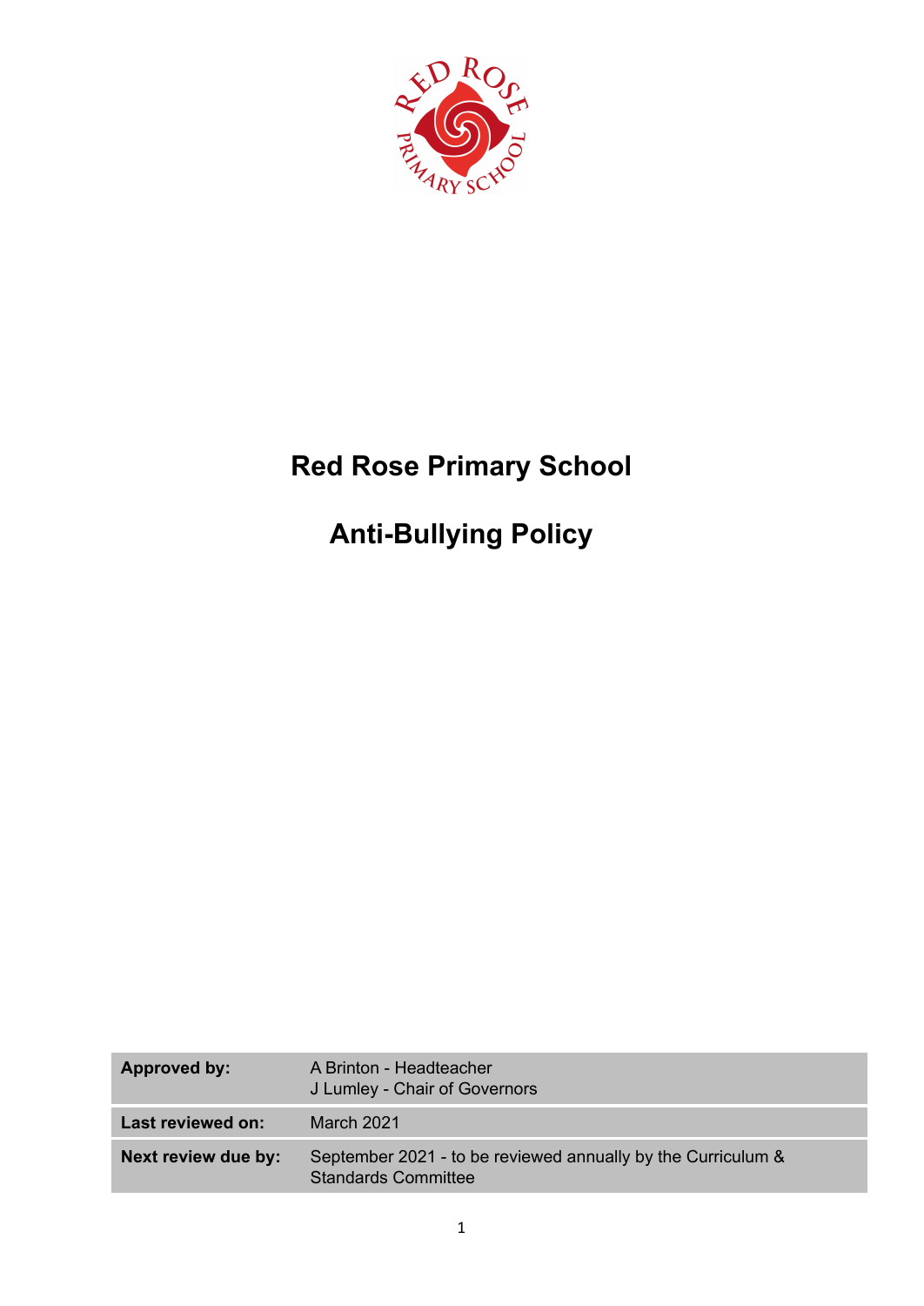# Red Rose Primary School

# Anti-Bullying Policy

| Approved by: | A Brinton - Headteacher<br>J Lumley - Chair of Governors |
|---|---|
| Last reviewed on: | March 2021 |
| Next review due by: | September 2021 - to be reviewed annually by the Curriculum & Standards Committee |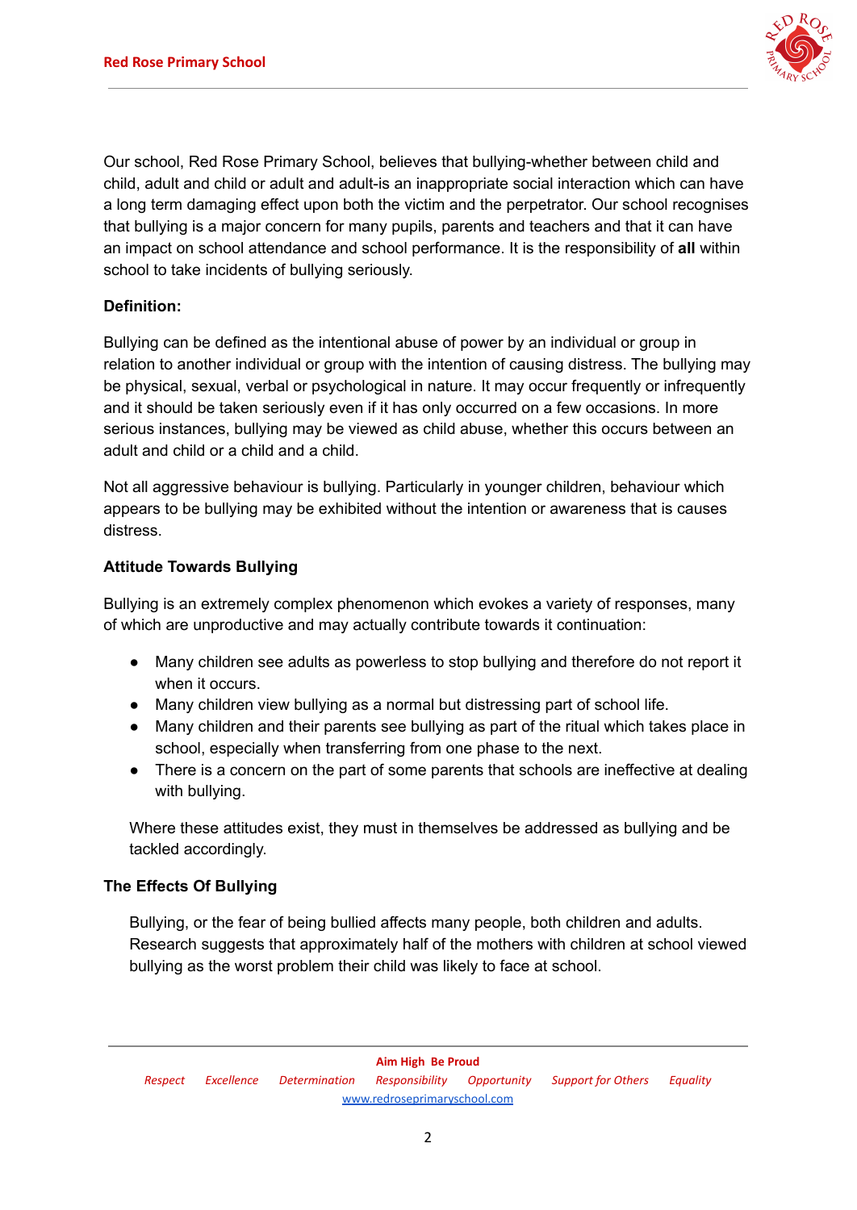Our school, Red Rose Primary School, believes that bullying-whether between child and child, adult and child or adult and adult-is an inappropriate social interaction which can have a long term damaging effect upon both the victim and the perpetrator. Our school recognises that bullying is a major concern for many pupils, parents and teachers and that it can have an impact on school attendance and school performance. It is the responsibility of **all** within school to take incidents of bullying seriously.

**Definition:**

Bullying can be defined as the intentional abuse of power by an individual or group in relation to another individual or group with the intention of causing distress. The bullying may be physical, sexual, verbal or psychological in nature. It may occur frequently or infrequently and it should be taken seriously even if it has only occurred on a few occasions. In more serious instances, bullying may be viewed as child abuse, whether this occurs between an adult and child or a child and a child.

Not all aggressive behaviour is bullying. Particularly in younger children, behaviour which appears to be bullying may be exhibited without the intention or awareness that is causes distress.

**Attitude Towards Bullying**

Bullying is an extremely complex phenomenon which evokes a variety of responses, many of which are unproductive and may actually contribute towards it continuation:

- Many children see adults as powerless to stop bullying and therefore do not report it when it occurs.
- Many children view bullying as a normal but distressing part of school life.
- Many children and their parents see bullying as part of the ritual which takes place in school, especially when transferring from one phase to the next.
- There is a concern on the part of some parents that schools are ineffective at dealing with bullying.

Where these attitudes exist, they must in themselves be addressed as bullying and be tackled accordingly.

**The Effects Of Bullying**

Bullying, or the fear of being bullied affects many people, both children and adults. Research suggests that approximately half of the mothers with children at school viewed bullying as the worst problem their child was likely to face at school.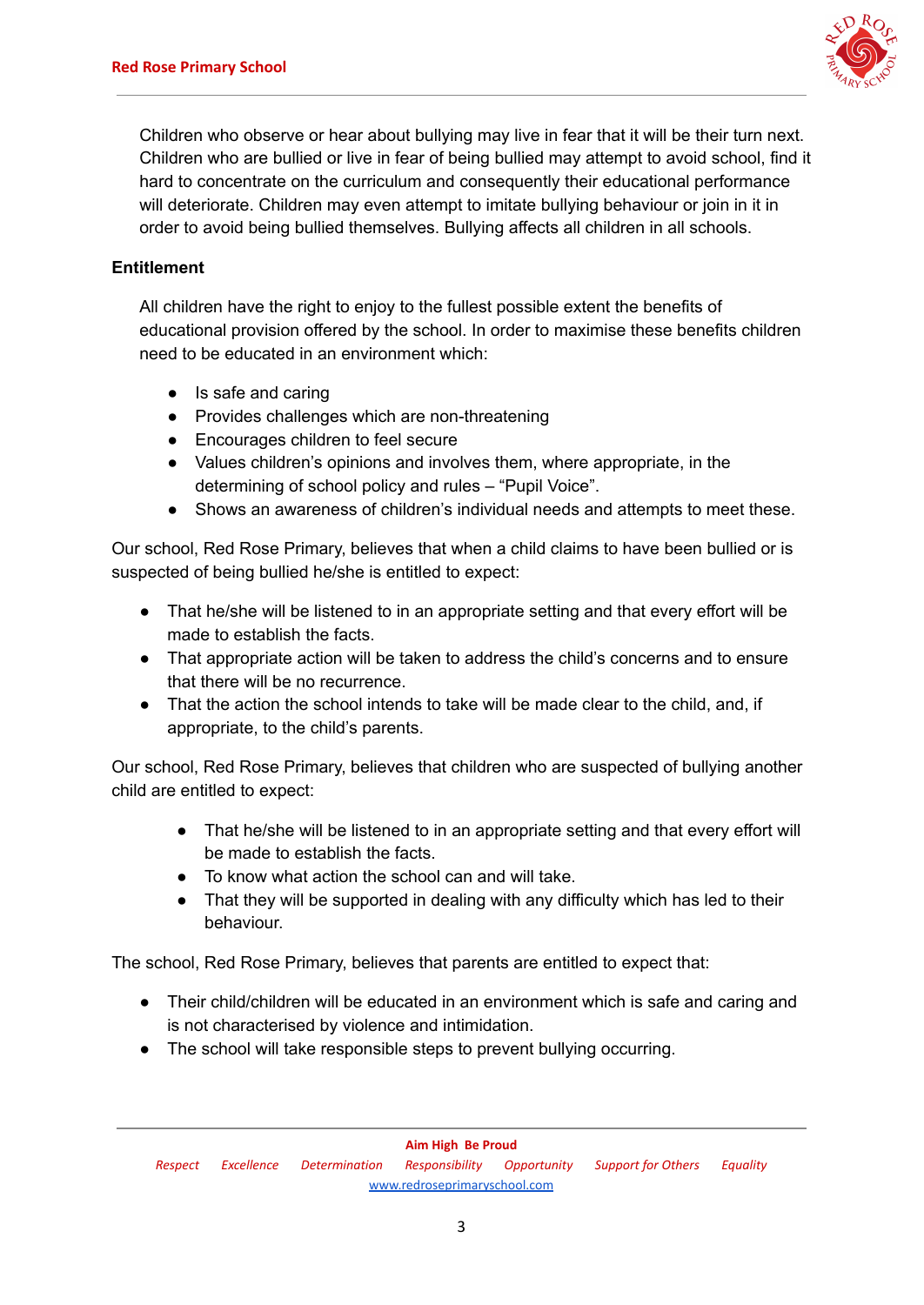Children who observe or hear about bullying may live in fear that it will be their turn next. Children who are bullied or live in fear of being bullied may attempt to avoid school, find it hard to concentrate on the curriculum and consequently their educational performance will deteriorate. Children may even attempt to imitate bullying behaviour or join in it in order to avoid being bullied themselves. Bullying affects all children in all schools.

**Entitlement**

All children have the right to enjoy to the fullest possible extent the benefits of educational provision offered by the school. In order to maximise these benefits children need to be educated in an environment which:

- Is safe and caring
- Provides challenges which are non-threatening
- Encourages children to feel secure
- Values children's opinions and involves them, where appropriate, in the determining of school policy and rules – "Pupil Voice".
- Shows an awareness of children's individual needs and attempts to meet these.

Our school, Red Rose Primary, believes that when a child claims to have been bullied or is suspected of being bullied he/she is entitled to expect:

- That he/she will be listened to in an appropriate setting and that every effort will be made to establish the facts.
- That appropriate action will be taken to address the child's concerns and to ensure that there will be no recurrence.
- That the action the school intends to take will be made clear to the child, and, if appropriate, to the child's parents.

Our school, Red Rose Primary, believes that children who are suspected of bullying another child are entitled to expect:

- That he/she will be listened to in an appropriate setting and that every effort will be made to establish the facts.
- To know what action the school can and will take.
- That they will be supported in dealing with any difficulty which has led to their behaviour.

The school, Red Rose Primary, believes that parents are entitled to expect that:

- Their child/children will be educated in an environment which is safe and caring and is not characterised by violence and intimidation.
- The school will take responsible steps to prevent bullying occurring.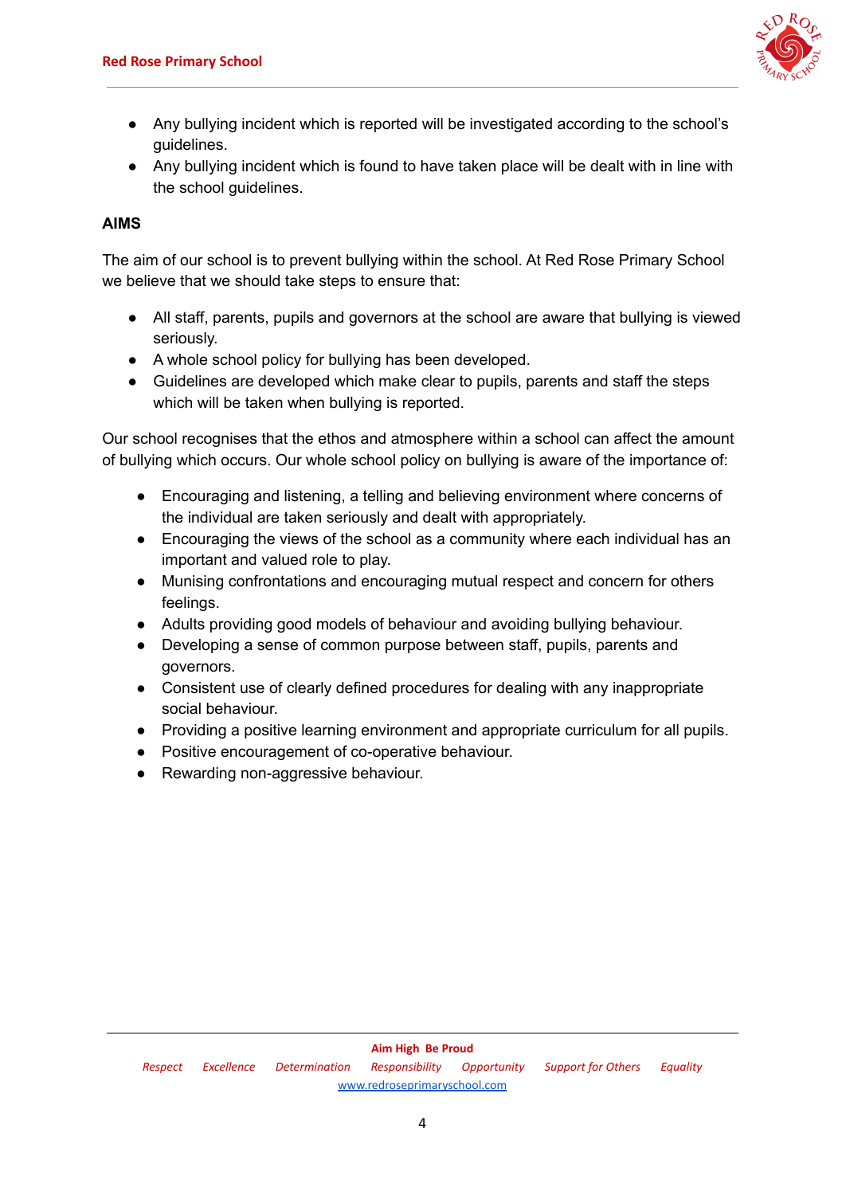- Any bullying incident which is reported will be investigated according to the school's guidelines.
- Any bullying incident which is found to have taken place will be dealt with in line with the school guidelines.

**AIMS**

The aim of our school is to prevent bullying within the school. At Red Rose Primary School we believe that we should take steps to ensure that:

- All staff, parents, pupils and governors at the school are aware that bullying is viewed seriously.
- A whole school policy for bullying has been developed.
- Guidelines are developed which make clear to pupils, parents and staff the steps which will be taken when bullying is reported.

Our school recognises that the ethos and atmosphere within a school can affect the amount of bullying which occurs. Our whole school policy on bullying is aware of the importance of:

- Encouraging and listening, a telling and believing environment where concerns of the individual are taken seriously and dealt with appropriately.
- Encouraging the views of the school as a community where each individual has an important and valued role to play.
- Munising confrontations and encouraging mutual respect and concern for others feelings.
- Adults providing good models of behaviour and avoiding bullying behaviour.
- Developing a sense of common purpose between staff, pupils, parents and governors.
- Consistent use of clearly defined procedures for dealing with any inappropriate social behaviour.
- Providing a positive learning environment and appropriate curriculum for all pupils.
- Positive encouragement of co-operative behaviour.
- Rewarding non-aggressive behaviour.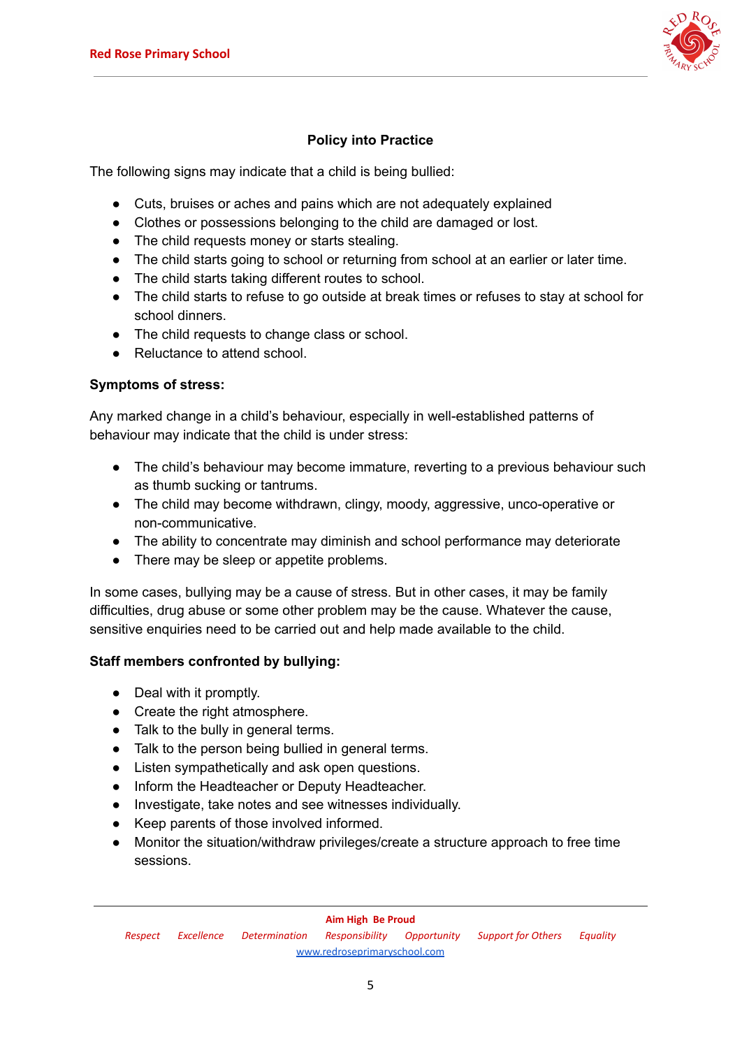## Policy into Practice

The following signs may indicate that a child is being bullied:

- Cuts, bruises or aches and pains which are not adequately explained
- Clothes or possessions belonging to the child are damaged or lost.
- The child requests money or starts stealing.
- The child starts going to school or returning from school at an earlier or later time.
- The child starts taking different routes to school.
- The child starts to refuse to go outside at break times or refuses to stay at school for school dinners.
- The child requests to change class or school.
- Reluctance to attend school.

**Symptoms of stress:**

Any marked change in a child's behaviour, especially in well-established patterns of behaviour may indicate that the child is under stress:

- The child's behaviour may become immature, reverting to a previous behaviour such as thumb sucking or tantrums.
- The child may become withdrawn, clingy, moody, aggressive, unco-operative or non-communicative.
- The ability to concentrate may diminish and school performance may deteriorate
- There may be sleep or appetite problems.

In some cases, bullying may be a cause of stress. But in other cases, it may be family difficulties, drug abuse or some other problem may be the cause. Whatever the cause, sensitive enquiries need to be carried out and help made available to the child.

**Staff members confronted by bullying:**

- Deal with it promptly.
- Create the right atmosphere.
- Talk to the bully in general terms.
- Talk to the person being bullied in general terms.
- Listen sympathetically and ask open questions.
- Inform the Headteacher or Deputy Headteacher.
- Investigate, take notes and see witnesses individually.
- Keep parents of those involved informed.
- Monitor the situation/withdraw privileges/create a structure approach to free time sessions.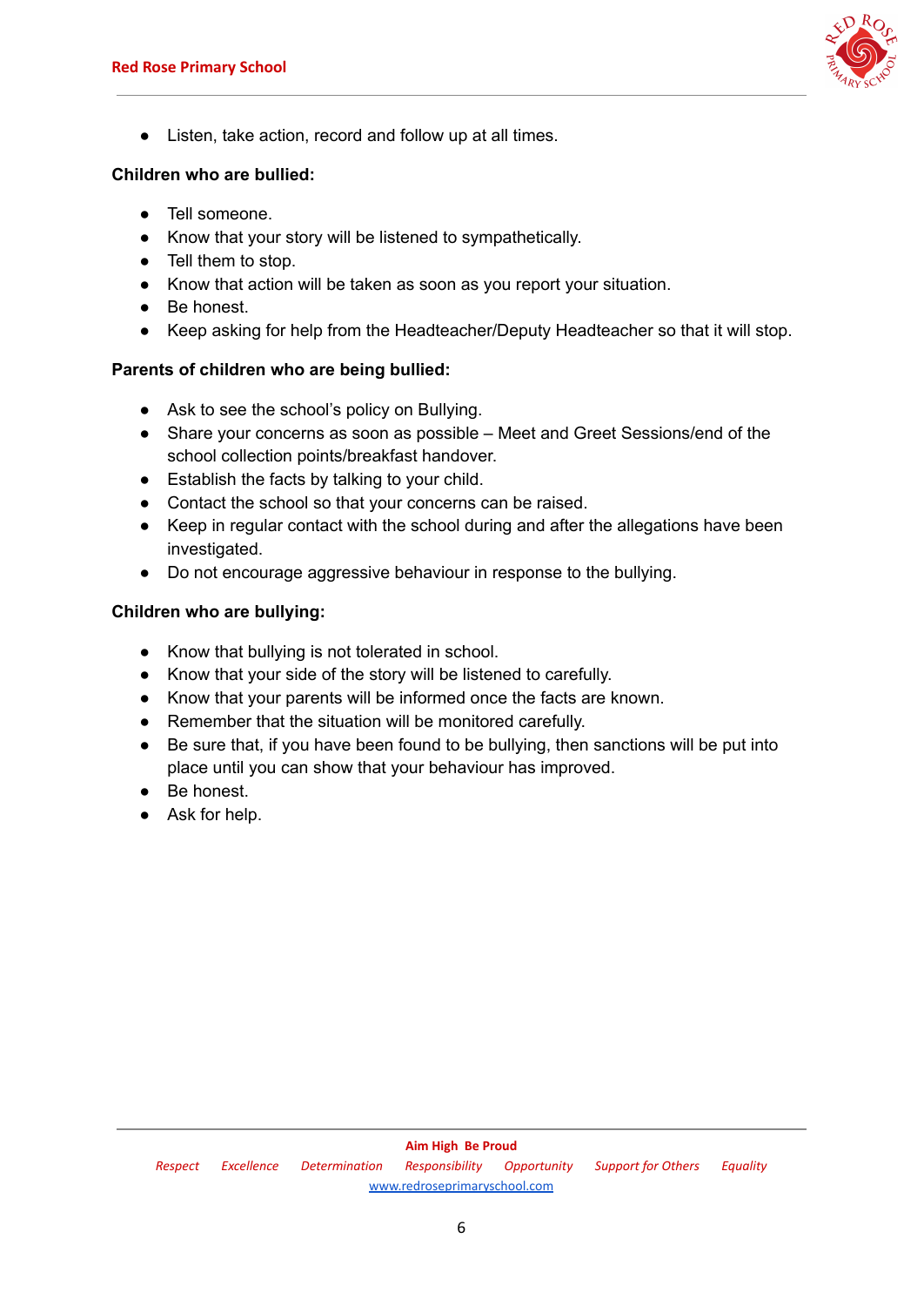- Listen, take action, record and follow up at all times.

**Children who are bullied:**

- Tell someone.
- Know that your story will be listened to sympathetically.
- Tell them to stop.
- Know that action will be taken as soon as you report your situation.
- Be honest.
- Keep asking for help from the Headteacher/Deputy Headteacher so that it will stop.

**Parents of children who are being bullied:**

- Ask to see the school's policy on Bullying.
- Share your concerns as soon as possible – Meet and Greet Sessions/end of the school collection points/breakfast handover.
- Establish the facts by talking to your child.
- Contact the school so that your concerns can be raised.
- Keep in regular contact with the school during and after the allegations have been investigated.
- Do not encourage aggressive behaviour in response to the bullying.

**Children who are bullying:**

- Know that bullying is not tolerated in school.
- Know that your side of the story will be listened to carefully.
- Know that your parents will be informed once the facts are known.
- Remember that the situation will be monitored carefully.
- Be sure that, if you have been found to be bullying, then sanctions will be put into place until you can show that your behaviour has improved.
- Be honest.
- Ask for help.